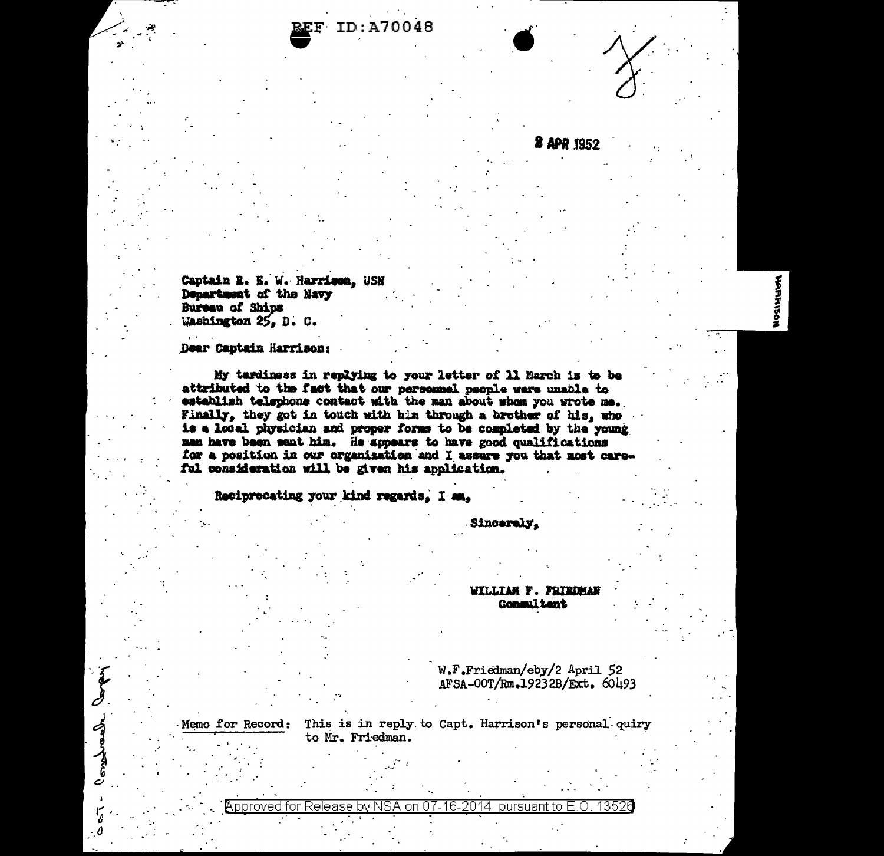2 APR 1952

Captain R. E. W. Harrison, USN
Department of the Navy
Bureau of Ships
Washington 25, D. C.

Dear Captain Harrison:

My tardiness in replying to your letter of 11 March is to be attributed to the fact that our personnel people were unable to establish telephone contact with the man about whom you wrote me. Finally, they got in touch with him through a brother of his, who is a local physician and proper forms to be completed by the young man have been sent him. He appears to have good qualifications for a position in our organization and I assure you that most careful consideration will be given his application.

Reciprocating your kind regards, I am,

Sincerely,

WILLIAM F. FRIEDMAN
Consultant

W.F.Friedman/eby/2 April 52
AFSA-00T/Rm.19232B/Ext. 60493

Memo for Record: This is in reply to Capt. Harrison's personal quiry to Mr. Friedman.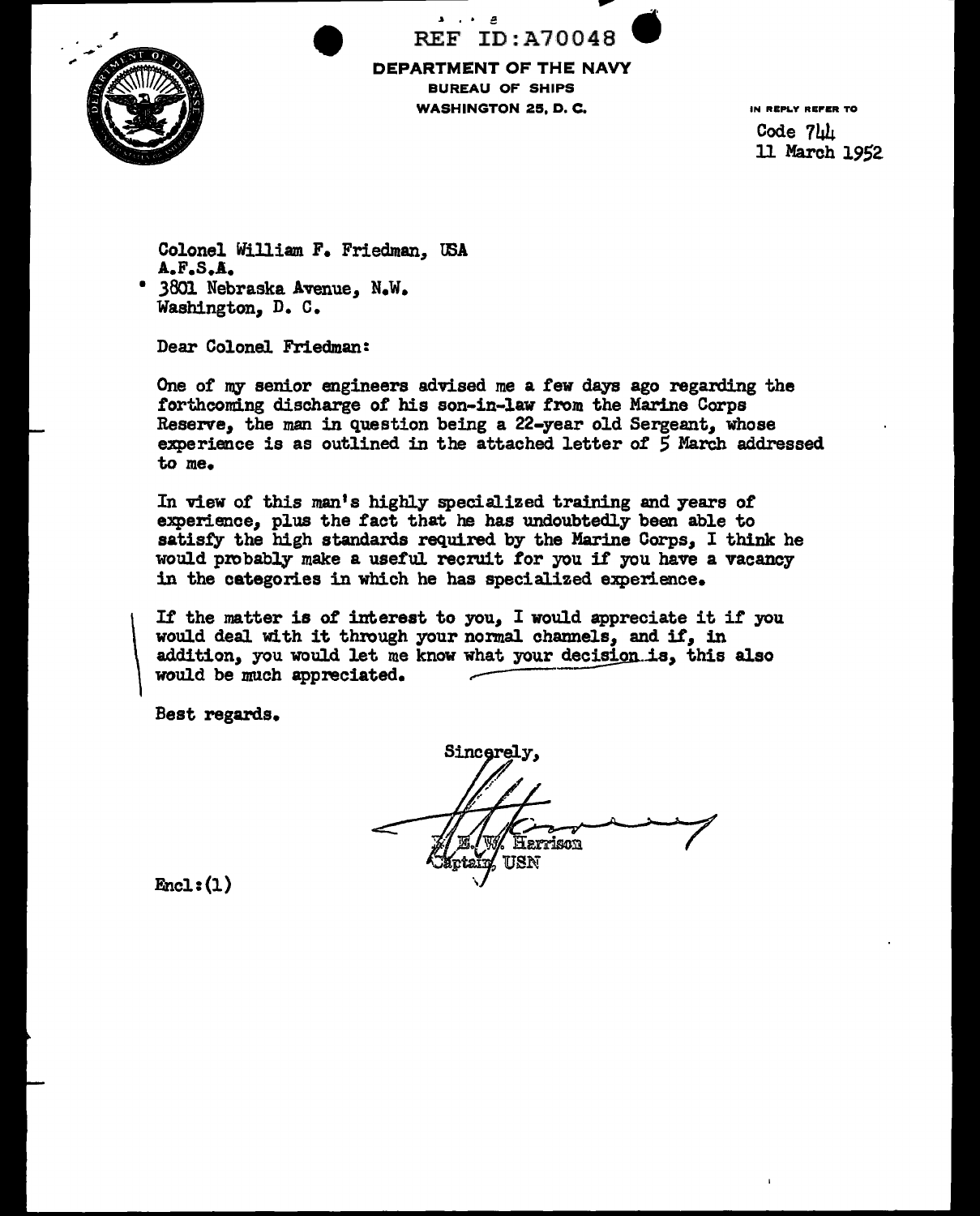REF ID:A70048

**DEPARTMENT OF THE NAVY**
**BUREAU OF SHIPS**
**WASHINGTON 25, D. C.**

IN REPLY REFER TO
Code 744
11 March 1952

Colonel William F. Friedman, USA
A.F.S.A.
3801 Nebraska Avenue, N.W.
Washington, D. C.

Dear Colonel Friedman:

One of my senior engineers advised me a few days ago regarding the forthcoming discharge of his son-in-law from the Marine Corps Reserve, the man in question being a 22-year old Sergeant, whose experience is as outlined in the attached letter of 5 March addressed to me.

In view of this man's highly specialized training and years of experience, plus the fact that he has undoubtedly been able to satisfy the high standards required by the Marine Corps, I think he would probably make a useful recruit for you if you have a vacancy in the categories in which he has specialized experience.

If the matter is of interest to you, I would appreciate it if you would deal with it through your normal channels, and if, in addition, you would let me know what your decision is, this also would be much appreciated.

Best regards.

Sincerely,

E. W. Harrison
Captain, USN

Encl: (1)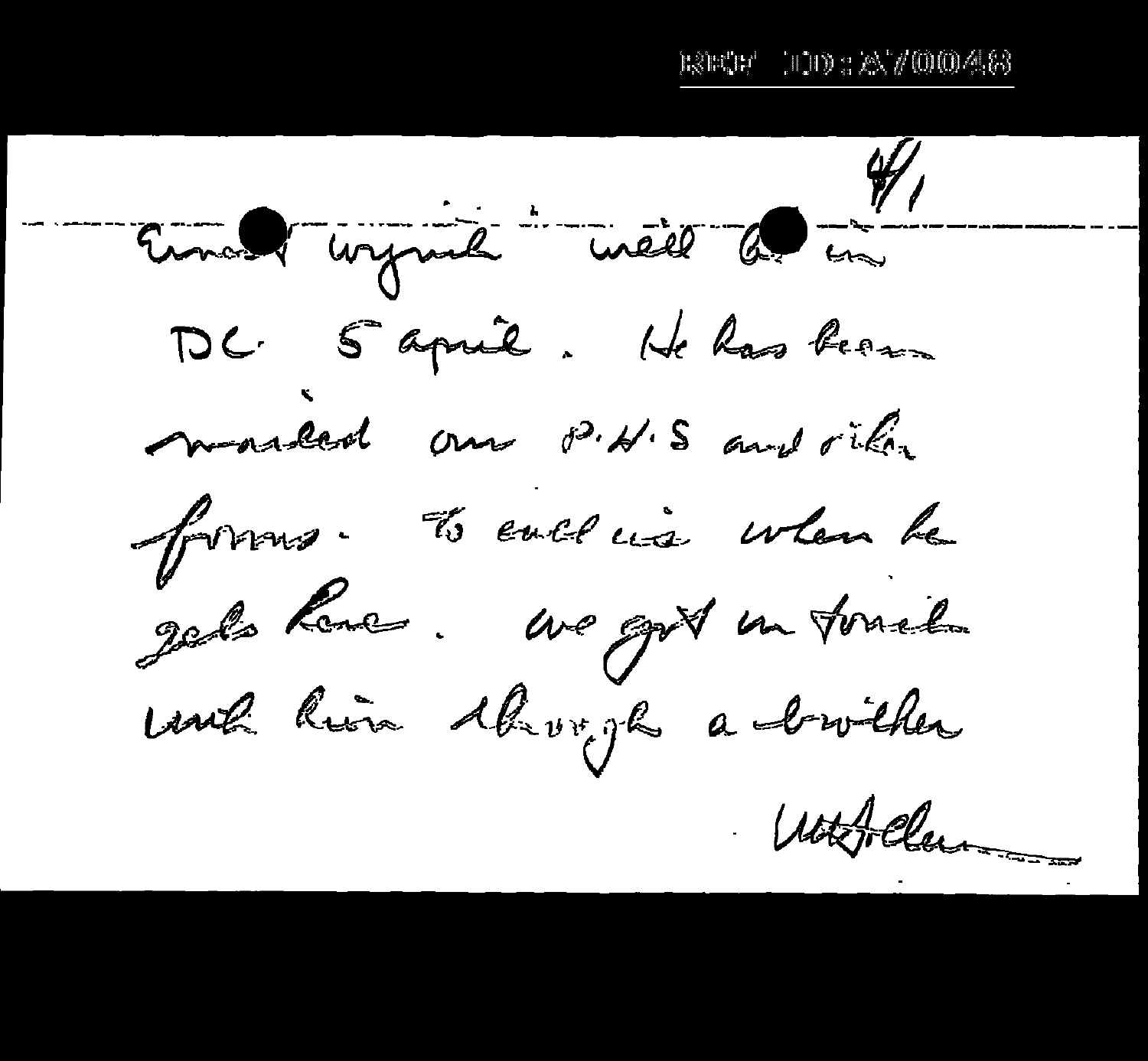4/1

Ernest Wynick will be in DC 5 April. He has been mailed our P.H.S and other forms. To call us when he gets here. We got in touch with him through a brother

W.A.Allen